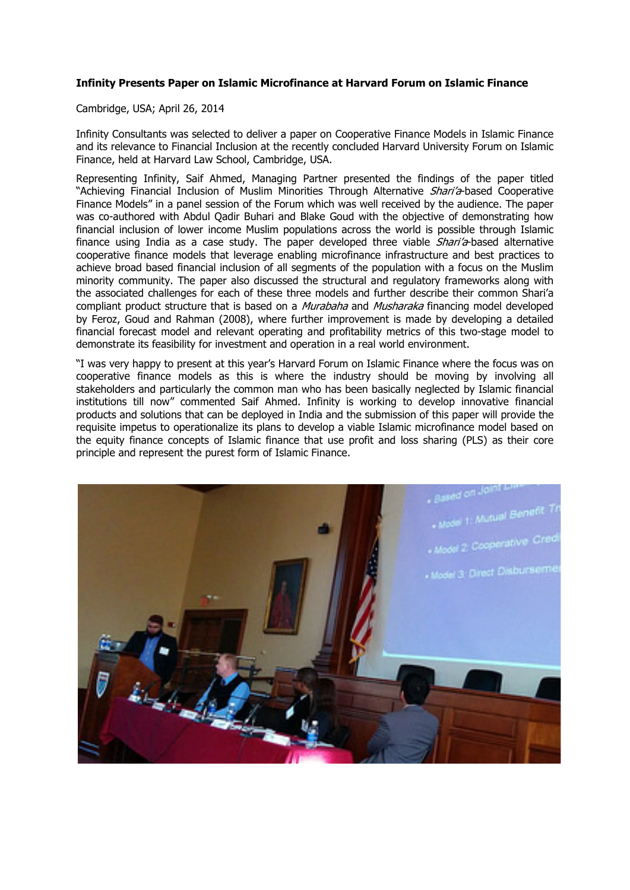**Infinity Presents Paper on Islamic Microfinance at Harvard Forum on Islamic Finance**

Cambridge, USA; April 26, 2014

Infinity Consultants was selected to deliver a paper on Cooperative Finance Models in Islamic Finance and its relevance to Financial Inclusion at the recently concluded Harvard University Forum on Islamic Finance, held at Harvard Law School, Cambridge, USA.

Representing Infinity, Saif Ahmed, Managing Partner presented the findings of the paper titled "Achieving Financial Inclusion of Muslim Minorities Through Alternative *Shari'a*-based Cooperative Finance Models" in a panel session of the Forum which was well received by the audience. The paper was co-authored with Abdul Qadir Buhari and Blake Goud with the objective of demonstrating how financial inclusion of lower income Muslim populations across the world is possible through Islamic finance using India as a case study. The paper developed three viable *Shari'a*-based alternative cooperative finance models that leverage enabling microfinance infrastructure and best practices to achieve broad based financial inclusion of all segments of the population with a focus on the Muslim minority community. The paper also discussed the structural and regulatory frameworks along with the associated challenges for each of these three models and further describe their common Shari'a compliant product structure that is based on a *Murabaha* and *Musharaka* financing model developed by Feroz, Goud and Rahman (2008), where further improvement is made by developing a detailed financial forecast model and relevant operating and profitability metrics of this two-stage model to demonstrate its feasibility for investment and operation in a real world environment.

"I was very happy to present at this year's Harvard Forum on Islamic Finance where the focus was on cooperative finance models as this is where the industry should be moving by involving all stakeholders and particularly the common man who has been basically neglected by Islamic financial institutions till now" commented Saif Ahmed. Infinity is working to develop innovative financial products and solutions that can be deployed in India and the submission of this paper will provide the requisite impetus to operationalize its plans to develop a viable Islamic microfinance model based on the equity finance concepts of Islamic finance that use profit and loss sharing (PLS) as their core principle and represent the purest form of Islamic Finance.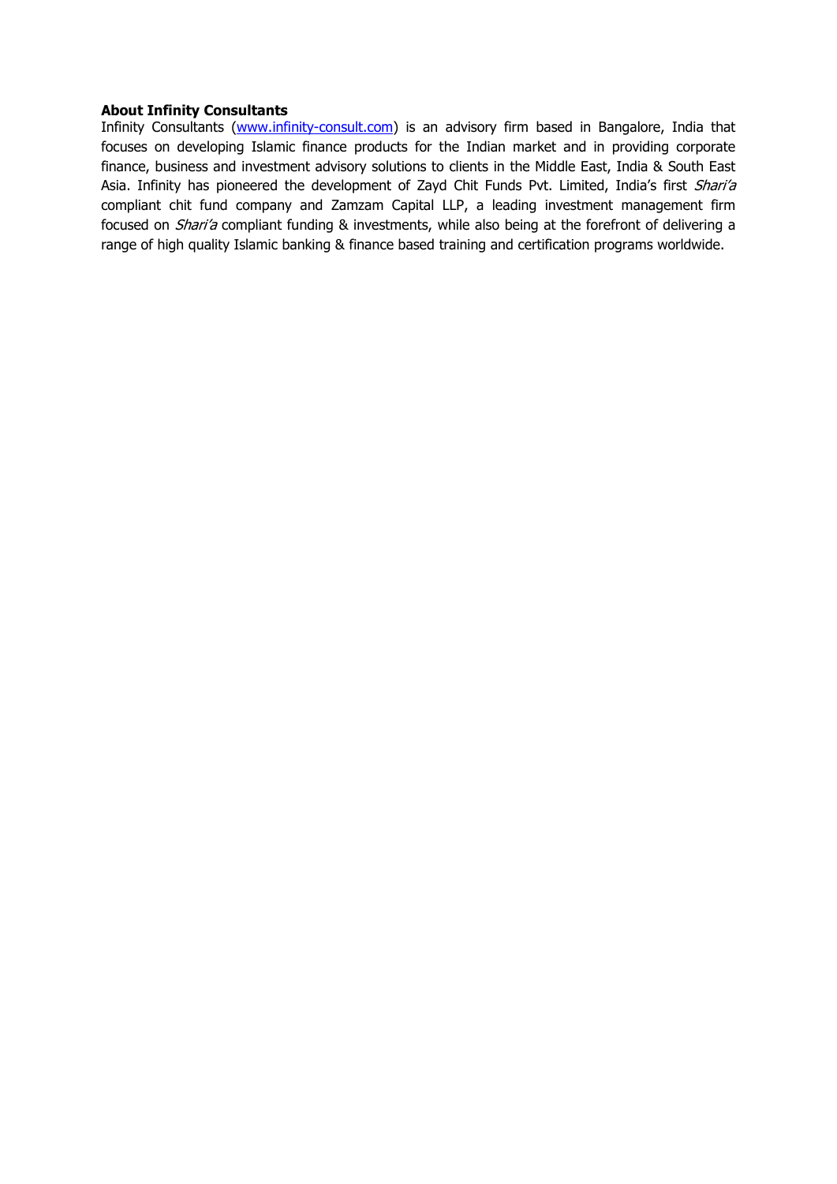**About Infinity Consultants**

Infinity Consultants ([www.infinity-consult.com](http://www.infinity-consult.com)) is an advisory firm based in Bangalore, India that focuses on developing Islamic finance products for the Indian market and in providing corporate finance, business and investment advisory solutions to clients in the Middle East, India & South East Asia. Infinity has pioneered the development of Zayd Chit Funds Pvt. Limited, India's first *Shari'a* compliant chit fund company and Zamzam Capital LLP, a leading investment management firm focused on *Shari'a* compliant funding & investments, while also being at the forefront of delivering a range of high quality Islamic banking & finance based training and certification programs worldwide.